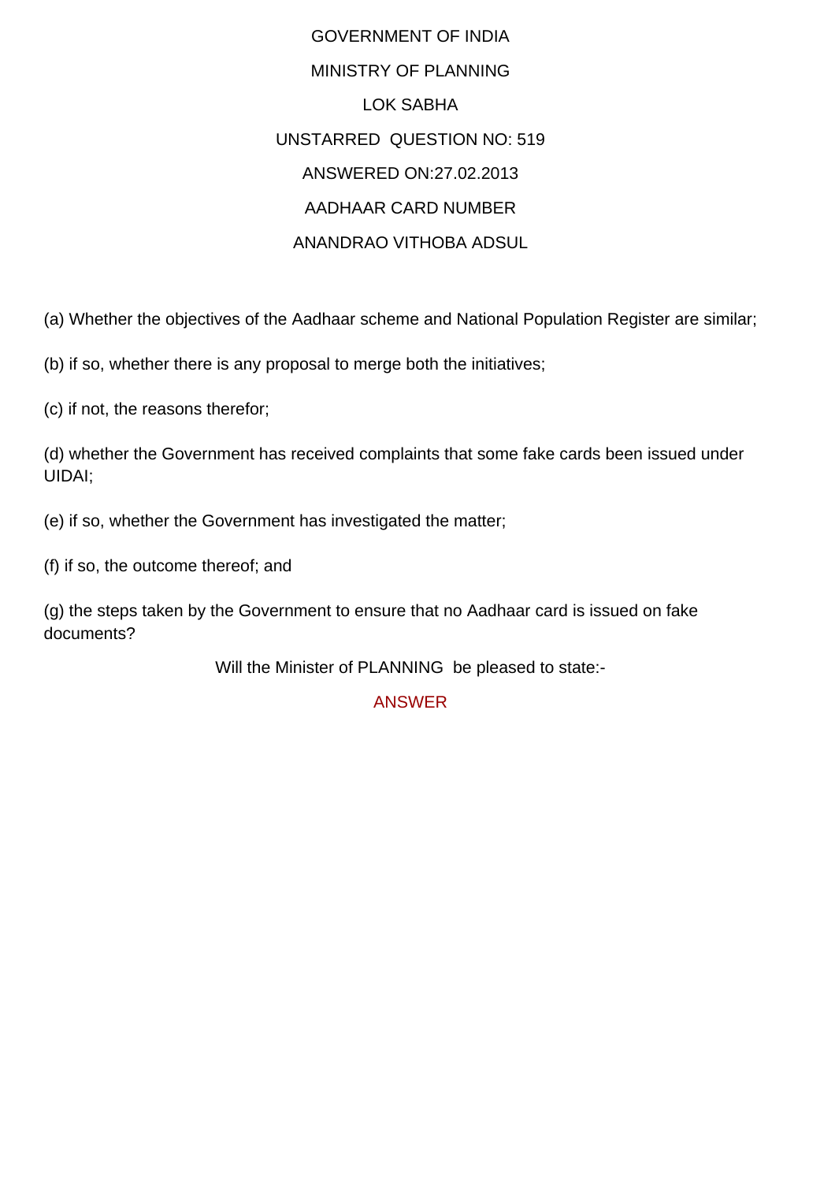GOVERNMENT OF INDIA

MINISTRY OF PLANNING

LOK SABHA

UNSTARRED QUESTION NO: 519

ANSWERED ON:27.02.2013

AADHAAR CARD NUMBER

ANANDRAO VITHOBA ADSUL

(a) Whether the objectives of the Aadhaar scheme and National Population Register are similar;

(b) if so, whether there is any proposal to merge both the initiatives;

(c) if not, the reasons therefor;

(d) whether the Government has received complaints that some fake cards been issued under UIDAI;

(e) if so, whether the Government has investigated the matter;

(f) if so, the outcome thereof; and

(g) the steps taken by the Government to ensure that no Aadhaar card is issued on fake documents?

Will the Minister of PLANNING be pleased to state:-

ANSWER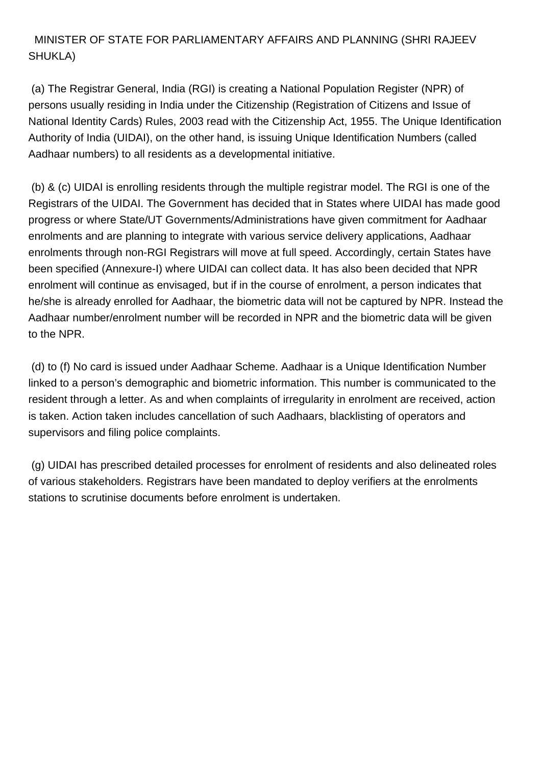MINISTER OF STATE FOR PARLIAMENTARY AFFAIRS AND PLANNING (SHRI RAJEEV SHUKLA)

(a) The Registrar General, India (RGI) is creating a National Population Register (NPR) of persons usually residing in India under the Citizenship (Registration of Citizens and Issue of National Identity Cards) Rules, 2003 read with the Citizenship Act, 1955. The Unique Identification Authority of India (UIDAI), on the other hand, is issuing Unique Identification Numbers (called Aadhaar numbers) to all residents as a developmental initiative.

(b) & (c) UIDAI is enrolling residents through the multiple registrar model. The RGI is one of the Registrars of the UIDAI. The Government has decided that in States where UIDAI has made good progress or where State/UT Governments/Administrations have given commitment for Aadhaar enrolments and are planning to integrate with various service delivery applications, Aadhaar enrolments through non-RGI Registrars will move at full speed. Accordingly, certain States have been specified (Annexure-I) where UIDAI can collect data. It has also been decided that NPR enrolment will continue as envisaged, but if in the course of enrolment, a person indicates that he/she is already enrolled for Aadhaar, the biometric data will not be captured by NPR. Instead the Aadhaar number/enrolment number will be recorded in NPR and the biometric data will be given to the NPR.

(d) to (f) No card is issued under Aadhaar Scheme. Aadhaar is a Unique Identification Number linked to a person's demographic and biometric information. This number is communicated to the resident through a letter. As and when complaints of irregularity in enrolment are received, action is taken. Action taken includes cancellation of such Aadhaars, blacklisting of operators and supervisors and filing police complaints.

(g) UIDAI has prescribed detailed processes for enrolment of residents and also delineated roles of various stakeholders. Registrars have been mandated to deploy verifiers at the enrolments stations to scrutinise documents before enrolment is undertaken.